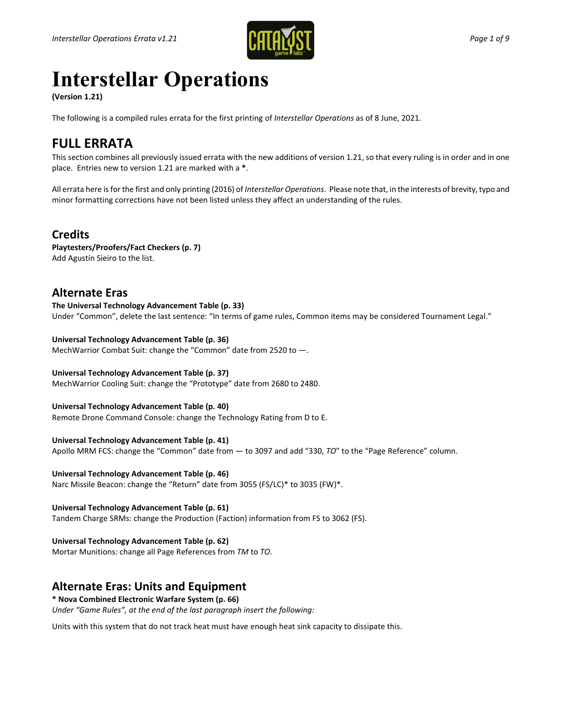# Interstellar Operations

**(Version 1.21)**

The following is a compiled rules errata for the first printing of *Interstellar Operations* as of 8 June, 2021.

## FULL ERRATA

This section combines all previously issued errata with the new additions of version 1.21, so that every ruling is in order and in one place. Entries new to version 1.21 are marked with a *.

All errata here is for the first and only printing (2016) of *Interstellar Operations*. Please note that, in the interests of brevity, typo and minor formatting corrections have not been listed unless they affect an understanding of the rules.

### Credits

**Playtesters/Proofers/Fact Checkers (p. 7)**
Add Agustín Sieiro to the list.

### Alternate Eras

**The Universal Technology Advancement Table (p. 33)**
Under "Common", delete the last sentence: "In terms of game rules, Common items may be considered Tournament Legal."

**Universal Technology Advancement Table (p. 36)**
MechWarrior Combat Suit: change the "Common" date from 2520 to —.

**Universal Technology Advancement Table (p. 37)**
MechWarrior Cooling Suit: change the "Prototype" date from 2680 to 2480.

**Universal Technology Advancement Table (p. 40)**
Remote Drone Command Console: change the Technology Rating from D to E.

**Universal Technology Advancement Table (p. 41)**
Apollo MRM FCS: change the "Common" date from — to 3097 and add "330, *TO*" to the "Page Reference" column.

**Universal Technology Advancement Table (p. 46)**
Narc Missile Beacon: change the "Return" date from 3055 (FS/LC)* to 3035 (FW)*.

**Universal Technology Advancement Table (p. 61)**
Tandem Charge SRMs: change the Production (Faction) information from FS to 3062 (FS).

**Universal Technology Advancement Table (p. 62)**
Mortar Munitions: change all Page References from *TM* to *TO*.

### Alternate Eras: Units and Equipment

**\* Nova Combined Electronic Warfare System (p. 66)**
*Under "Game Rules", at the end of the last paragraph insert the following:*

Units with this system that do not track heat must have enough heat sink capacity to dissipate this.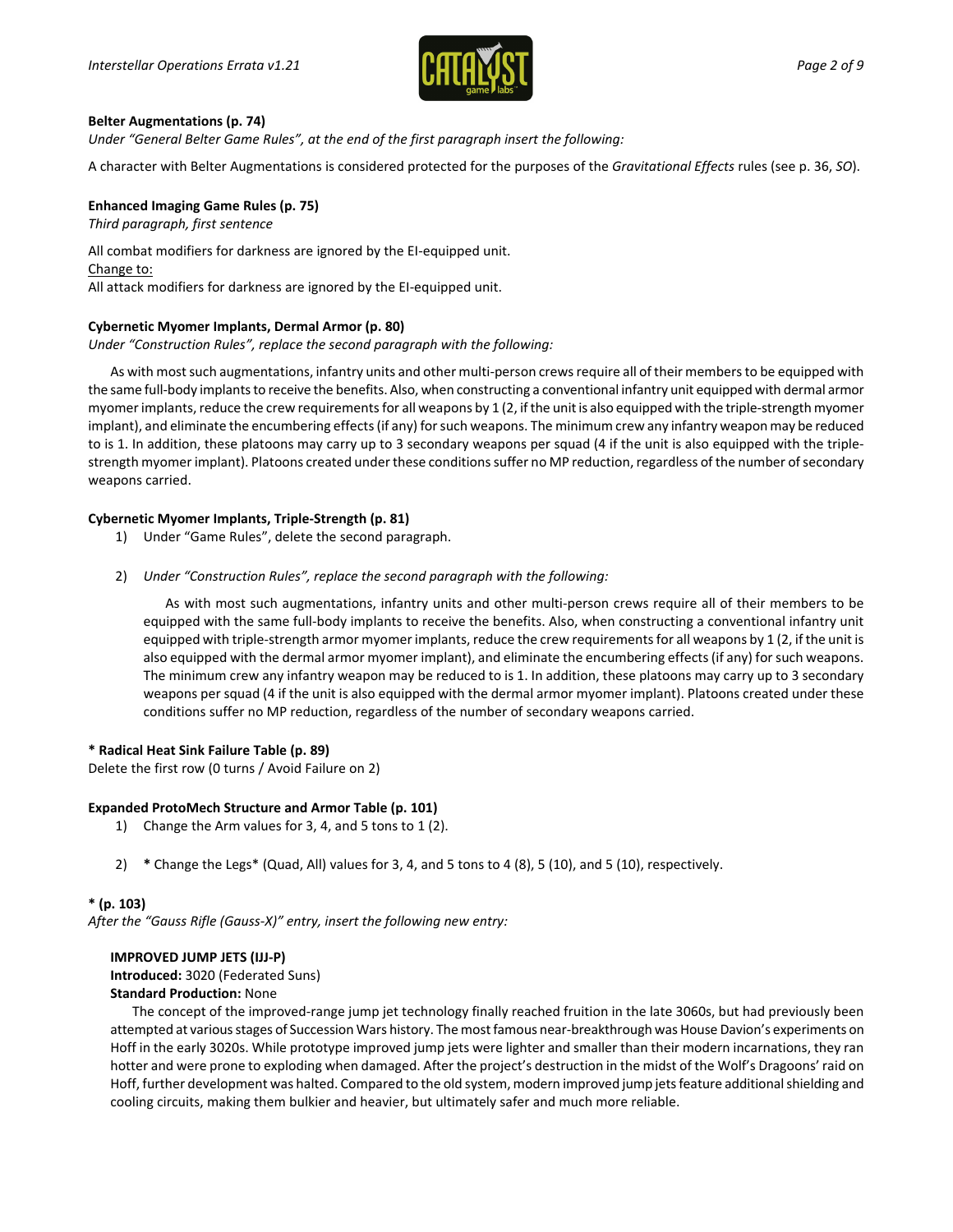**Belter Augmentations (p. 74)**

*Under "General Belter Game Rules", at the end of the first paragraph insert the following:*

A character with Belter Augmentations is considered protected for the purposes of the *Gravitational Effects* rules (see p. 36, *SO*).

**Enhanced Imaging Game Rules (p. 75)**

*Third paragraph, first sentence*

All combat modifiers for darkness are ignored by the EI-equipped unit.

Change to:

All attack modifiers for darkness are ignored by the EI-equipped unit.

**Cybernetic Myomer Implants, Dermal Armor (p. 80)**

*Under "Construction Rules", replace the second paragraph with the following:*

As with most such augmentations, infantry units and other multi-person crews require all of their members to be equipped with the same full-body implants to receive the benefits. Also, when constructing a conventional infantry unit equipped with dermal armor myomer implants, reduce the crew requirements for all weapons by 1 (2, if the unit is also equipped with the triple-strength myomer implant), and eliminate the encumbering effects (if any) for such weapons. The minimum crew any infantry weapon may be reduced to is 1. In addition, these platoons may carry up to 3 secondary weapons per squad (4 if the unit is also equipped with the triple-strength myomer implant). Platoons created under these conditions suffer no MP reduction, regardless of the number of secondary weapons carried.

**Cybernetic Myomer Implants, Triple-Strength (p. 81)**

1) Under "Game Rules", delete the second paragraph.

2) *Under "Construction Rules", replace the second paragraph with the following:*

   As with most such augmentations, infantry units and other multi-person crews require all of their members to be equipped with the same full-body implants to receive the benefits. Also, when constructing a conventional infantry unit equipped with triple-strength armor myomer implants, reduce the crew requirements for all weapons by 1 (2, if the unit is also equipped with the dermal armor myomer implant), and eliminate the encumbering effects (if any) for such weapons. The minimum crew any infantry weapon may be reduced to is 1. In addition, these platoons may carry up to 3 secondary weapons per squad (4 if the unit is also equipped with the dermal armor myomer implant). Platoons created under these conditions suffer no MP reduction, regardless of the number of secondary weapons carried.

**\* Radical Heat Sink Failure Table (p. 89)**

Delete the first row (0 turns / Avoid Failure on 2)

**Expanded ProtoMech Structure and Armor Table (p. 101)**

1) Change the Arm values for 3, 4, and 5 tons to 1 (2).

2) **\*** Change the Legs* (Quad, All) values for 3, 4, and 5 tons to 4 (8), 5 (10), and 5 (10), respectively.

**\* (p. 103)**

*After the "Gauss Rifle (Gauss-X)" entry, insert the following new entry:*

**IMPROVED JUMP JETS (IJJ-P)**

**Introduced:** 3020 (Federated Suns)

**Standard Production:** None

The concept of the improved-range jump jet technology finally reached fruition in the late 3060s, but had previously been attempted at various stages of Succession Wars history. The most famous near-breakthrough was House Davion's experiments on Hoff in the early 3020s. While prototype improved jump jets were lighter and smaller than their modern incarnations, they ran hotter and were prone to exploding when damaged. After the project's destruction in the midst of the Wolf's Dragoons' raid on Hoff, further development was halted. Compared to the old system, modern improved jump jets feature additional shielding and cooling circuits, making them bulkier and heavier, but ultimately safer and much more reliable.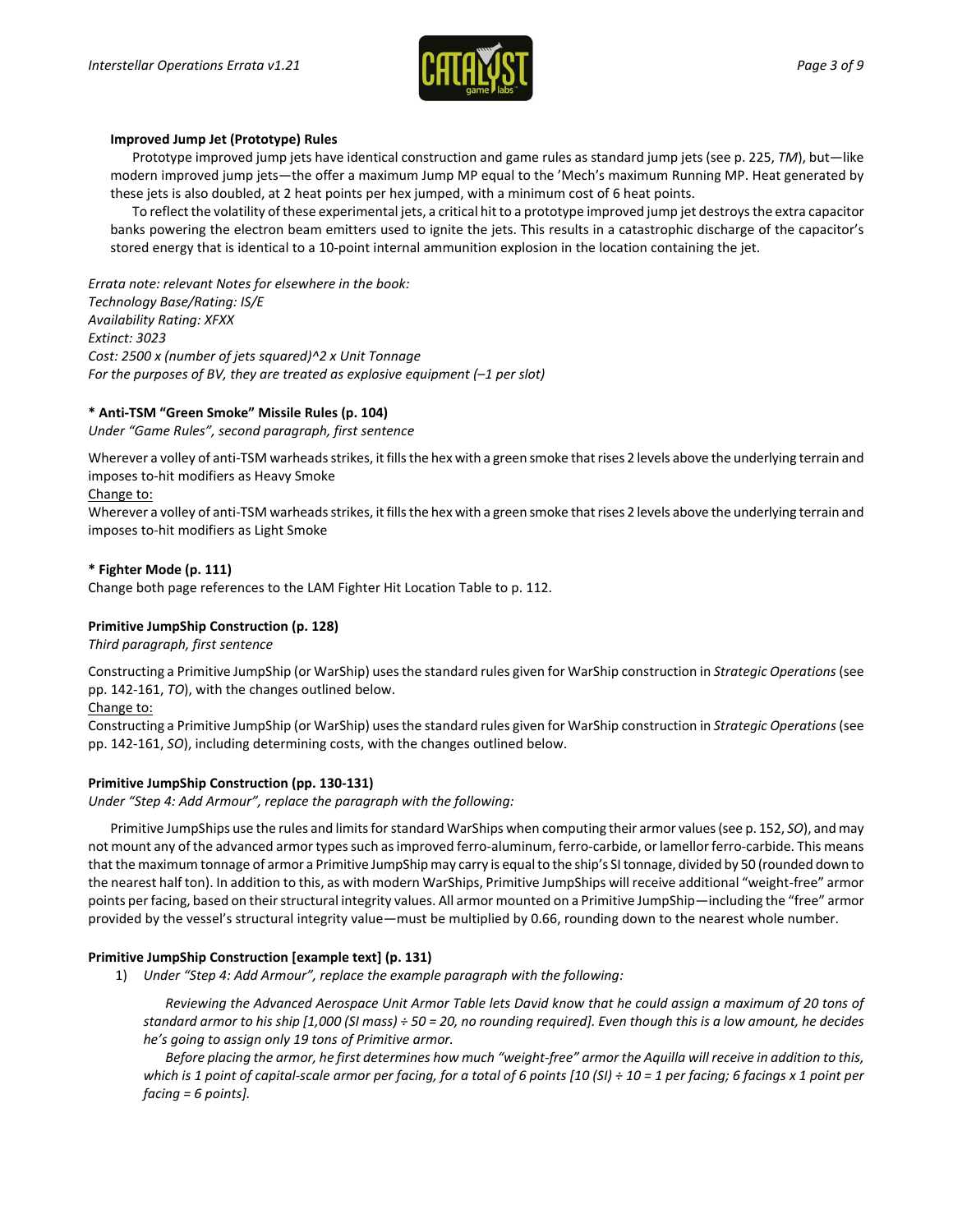**Improved Jump Jet (Prototype) Rules**

Prototype improved jump jets have identical construction and game rules as standard jump jets (see p. 225, *TM*), but—like modern improved jump jets—the offer a maximum Jump MP equal to the 'Mech's maximum Running MP. Heat generated by these jets is also doubled, at 2 heat points per hex jumped, with a minimum cost of 6 heat points.

To reflect the volatility of these experimental jets, a critical hit to a prototype improved jump jet destroys the extra capacitor banks powering the electron beam emitters used to ignite the jets. This results in a catastrophic discharge of the capacitor's stored energy that is identical to a 10-point internal ammunition explosion in the location containing the jet.

*Errata note: relevant Notes for elsewhere in the book:*
*Technology Base/Rating: IS/E*
*Availability Rating: XFXX*
*Extinct: 3023*
*Cost: 2500 x (number of jets squared)^2 x Unit Tonnage*
*For the purposes of BV, they are treated as explosive equipment (–1 per slot)*

**\* Anti-TSM "Green Smoke" Missile Rules (p. 104)**

*Under "Game Rules", second paragraph, first sentence*

Wherever a volley of anti-TSM warheads strikes, it fills the hex with a green smoke that rises 2 levels above the underlying terrain and imposes to-hit modifiers as Heavy Smoke

<u>Change to:</u>

Wherever a volley of anti-TSM warheads strikes, it fills the hex with a green smoke that rises 2 levels above the underlying terrain and imposes to-hit modifiers as Light Smoke

**\* Fighter Mode (p. 111)**

Change both page references to the LAM Fighter Hit Location Table to p. 112.

**Primitive JumpShip Construction (p. 128)**

*Third paragraph, first sentence*

Constructing a Primitive JumpShip (or WarShip) uses the standard rules given for WarShip construction in *Strategic Operations* (see pp. 142-161, *TO*), with the changes outlined below.

<u>Change to:</u>

Constructing a Primitive JumpShip (or WarShip) uses the standard rules given for WarShip construction in *Strategic Operations* (see pp. 142-161, *SO*), including determining costs, with the changes outlined below.

**Primitive JumpShip Construction (pp. 130-131)**

*Under "Step 4: Add Armour", replace the paragraph with the following:*

Primitive JumpShips use the rules and limits for standard WarShips when computing their armor values (see p. 152, *SO*), and may not mount any of the advanced armor types such as improved ferro-aluminum, ferro-carbide, or lamellor ferro-carbide. This means that the maximum tonnage of armor a Primitive JumpShip may carry is equal to the ship's SI tonnage, divided by 50 (rounded down to the nearest half ton). In addition to this, as with modern WarShips, Primitive JumpShips will receive additional "weight-free" armor points per facing, based on their structural integrity values. All armor mounted on a Primitive JumpShip—including the "free" armor provided by the vessel's structural integrity value—must be multiplied by 0.66, rounding down to the nearest whole number.

**Primitive JumpShip Construction [example text] (p. 131)**

1) *Under "Step 4: Add Armour", replace the example paragraph with the following:*

   *Reviewing the Advanced Aerospace Unit Armor Table lets David know that he could assign a maximum of 20 tons of standard armor to his ship [1,000 (SI mass) ÷ 50 = 20, no rounding required]. Even though this is a low amount, he decides he's going to assign only 19 tons of Primitive armor.*

   *Before placing the armor, he first determines how much "weight-free" armor the Aquilla will receive in addition to this, which is 1 point of capital-scale armor per facing, for a total of 6 points [10 (SI) ÷ 10 = 1 per facing; 6 facings x 1 point per facing = 6 points].*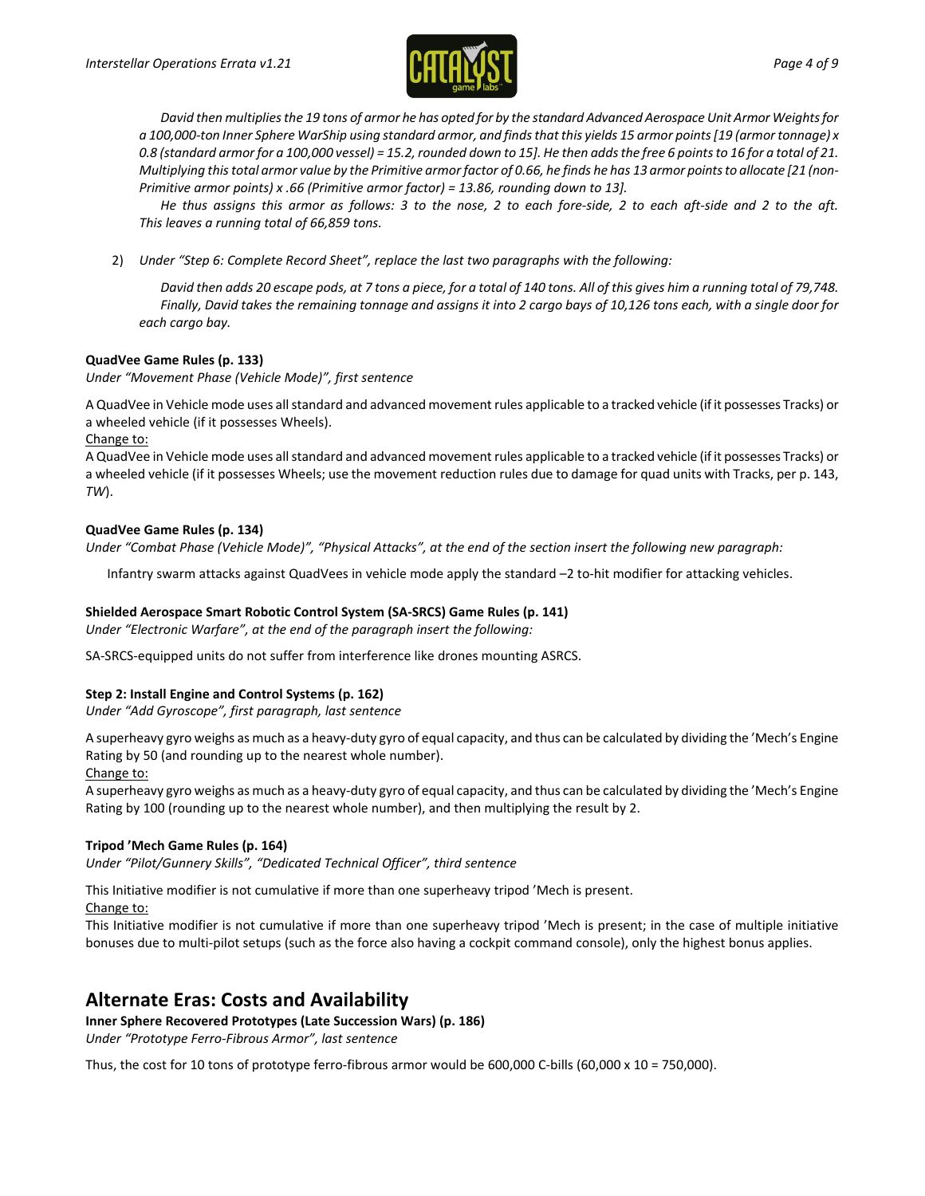*David then multiplies the 19 tons of armor he has opted for by the standard Advanced Aerospace Unit Armor Weights for a 100,000-ton Inner Sphere WarShip using standard armor, and finds that this yields 15 armor points [19 (armor tonnage) x 0.8 (standard armor for a 100,000 vessel) = 15.2, rounded down to 15]. He then adds the free 6 points to 16 for a total of 21. Multiplying this total armor value by the Primitive armor factor of 0.66, he finds he has 13 armor points to allocate [21 (non-Primitive armor points) x .66 (Primitive armor factor) = 13.86, rounding down to 13].*

*He thus assigns this armor as follows: 3 to the nose, 2 to each fore-side, 2 to each aft-side and 2 to the aft. This leaves a running total of 66,859 tons.*

2) *Under "Step 6: Complete Record Sheet", replace the last two paragraphs with the following:*

   *David then adds 20 escape pods, at 7 tons a piece, for a total of 140 tons. All of this gives him a running total of 79,748.*

   *Finally, David takes the remaining tonnage and assigns it into 2 cargo bays of 10,126 tons each, with a single door for each cargo bay.*

**QuadVee Game Rules (p. 133)**
*Under "Movement Phase (Vehicle Mode)", first sentence*

A QuadVee in Vehicle mode uses all standard and advanced movement rules applicable to a tracked vehicle (if it possesses Tracks) or a wheeled vehicle (if it possesses Wheels).

Change to:

A QuadVee in Vehicle mode uses all standard and advanced movement rules applicable to a tracked vehicle (if it possesses Tracks) or a wheeled vehicle (if it possesses Wheels; use the movement reduction rules due to damage for quad units with Tracks, per p. 143, *TW*).

**QuadVee Game Rules (p. 134)**
*Under "Combat Phase (Vehicle Mode)", "Physical Attacks", at the end of the section insert the following new paragraph:*

Infantry swarm attacks against QuadVees in vehicle mode apply the standard –2 to-hit modifier for attacking vehicles.

**Shielded Aerospace Smart Robotic Control System (SA-SRCS) Game Rules (p. 141)**
*Under "Electronic Warfare", at the end of the paragraph insert the following:*

SA-SRCS-equipped units do not suffer from interference like drones mounting ASRCS.

**Step 2: Install Engine and Control Systems (p. 162)**
*Under "Add Gyroscope", first paragraph, last sentence*

A superheavy gyro weighs as much as a heavy-duty gyro of equal capacity, and thus can be calculated by dividing the 'Mech's Engine Rating by 50 (and rounding up to the nearest whole number).

Change to:

A superheavy gyro weighs as much as a heavy-duty gyro of equal capacity, and thus can be calculated by dividing the 'Mech's Engine Rating by 100 (rounding up to the nearest whole number), and then multiplying the result by 2.

**Tripod 'Mech Game Rules (p. 164)**
*Under "Pilot/Gunnery Skills", "Dedicated Technical Officer", third sentence*

This Initiative modifier is not cumulative if more than one superheavy tripod 'Mech is present.

Change to:

This Initiative modifier is not cumulative if more than one superheavy tripod 'Mech is present; in the case of multiple initiative bonuses due to multi-pilot setups (such as the force also having a cockpit command console), only the highest bonus applies.

## Alternate Eras: Costs and Availability

**Inner Sphere Recovered Prototypes (Late Succession Wars) (p. 186)**
*Under "Prototype Ferro-Fibrous Armor", last sentence*

Thus, the cost for 10 tons of prototype ferro-fibrous armor would be 600,000 C-bills (60,000 x 10 = 750,000).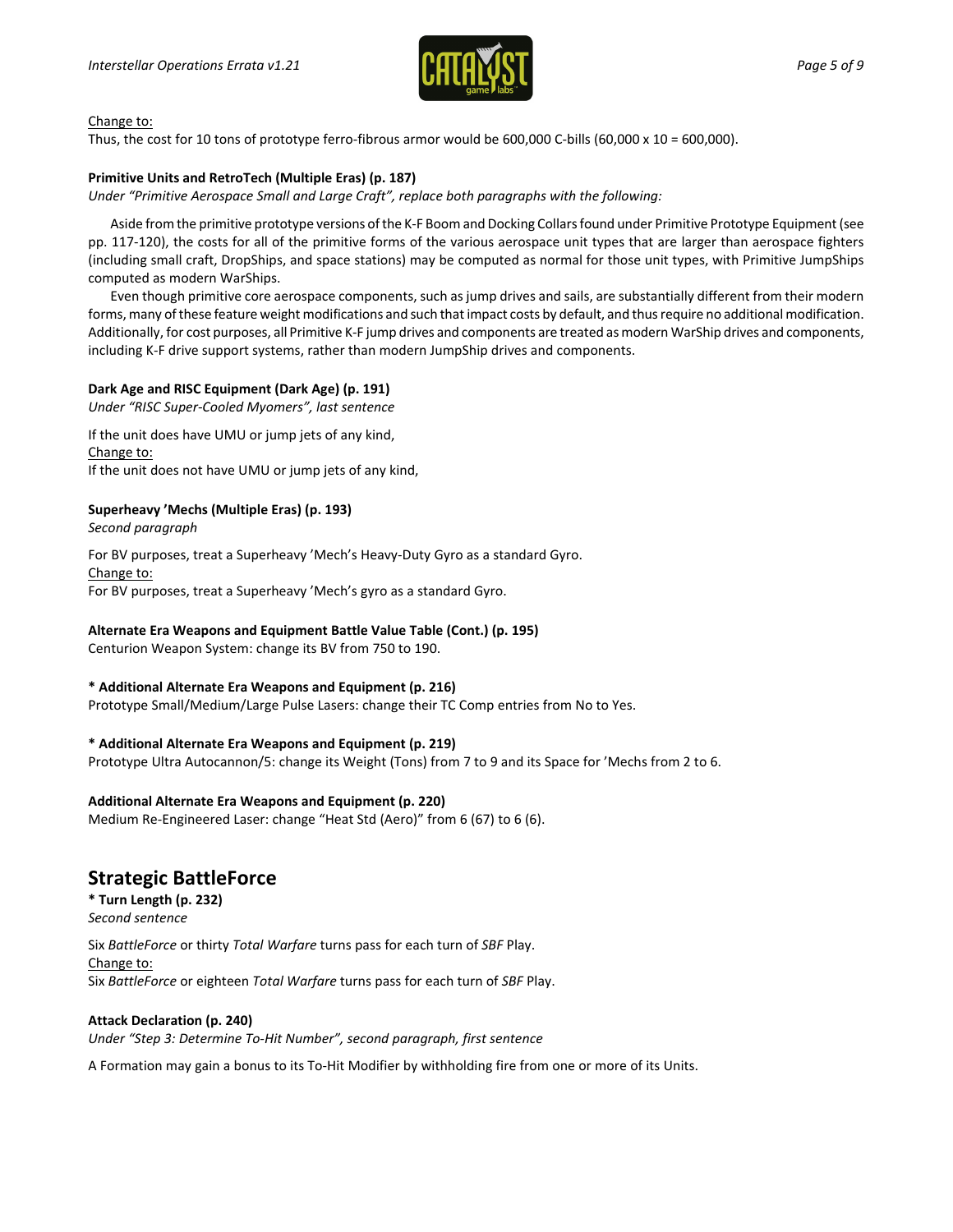Change to:
Thus, the cost for 10 tons of prototype ferro-fibrous armor would be 600,000 C-bills (60,000 x 10 = 600,000).

**Primitive Units and RetroTech (Multiple Eras) (p. 187)**
*Under "Primitive Aerospace Small and Large Craft", replace both paragraphs with the following:*

Aside from the primitive prototype versions of the K-F Boom and Docking Collars found under Primitive Prototype Equipment (see pp. 117-120), the costs for all of the primitive forms of the various aerospace unit types that are larger than aerospace fighters (including small craft, DropShips, and space stations) may be computed as normal for those unit types, with Primitive JumpShips computed as modern WarShips.

Even though primitive core aerospace components, such as jump drives and sails, are substantially different from their modern forms, many of these feature weight modifications and such that impact costs by default, and thus require no additional modification. Additionally, for cost purposes, all Primitive K-F jump drives and components are treated as modern WarShip drives and components, including K-F drive support systems, rather than modern JumpShip drives and components.

**Dark Age and RISC Equipment (Dark Age) (p. 191)**
*Under "RISC Super-Cooled Myomers", last sentence*

If the unit does have UMU or jump jets of any kind,
Change to:
If the unit does not have UMU or jump jets of any kind,

**Superheavy 'Mechs (Multiple Eras) (p. 193)**
*Second paragraph*

For BV purposes, treat a Superheavy 'Mech's Heavy-Duty Gyro as a standard Gyro.
Change to:
For BV purposes, treat a Superheavy 'Mech's gyro as a standard Gyro.

**Alternate Era Weapons and Equipment Battle Value Table (Cont.) (p. 195)**
Centurion Weapon System: change its BV from 750 to 190.

**\* Additional Alternate Era Weapons and Equipment (p. 216)**
Prototype Small/Medium/Large Pulse Lasers: change their TC Comp entries from No to Yes.

**\* Additional Alternate Era Weapons and Equipment (p. 219)**
Prototype Ultra Autocannon/5: change its Weight (Tons) from 7 to 9 and its Space for 'Mechs from 2 to 6.

**Additional Alternate Era Weapons and Equipment (p. 220)**
Medium Re-Engineered Laser: change "Heat Std (Aero)" from 6 (67) to 6 (6).

## Strategic BattleForce

**\* Turn Length (p. 232)**
*Second sentence*

Six *BattleForce* or thirty *Total Warfare* turns pass for each turn of *SBF* Play.
Change to:
Six *BattleForce* or eighteen *Total Warfare* turns pass for each turn of *SBF* Play.

**Attack Declaration (p. 240)**
*Under "Step 3: Determine To-Hit Number", second paragraph, first sentence*

A Formation may gain a bonus to its To-Hit Modifier by withholding fire from one or more of its Units.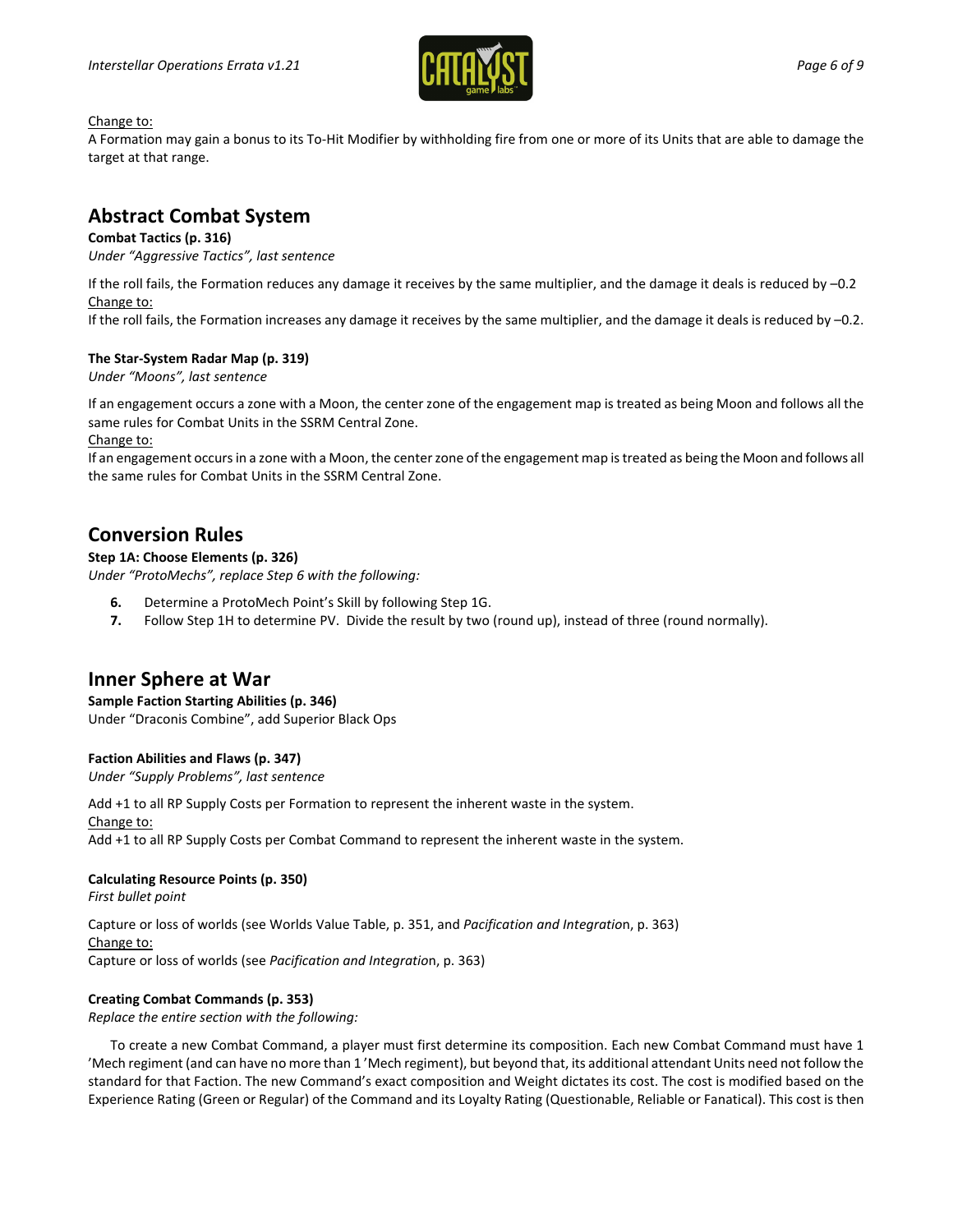Change to:
A Formation may gain a bonus to its To-Hit Modifier by withholding fire from one or more of its Units that are able to damage the target at that range.

## Abstract Combat System

**Combat Tactics (p. 316)**
*Under "Aggressive Tactics", last sentence*

If the roll fails, the Formation reduces any damage it receives by the same multiplier, and the damage it deals is reduced by –0.2
Change to:
If the roll fails, the Formation increases any damage it receives by the same multiplier, and the damage it deals is reduced by –0.2.

**The Star-System Radar Map (p. 319)**
*Under "Moons", last sentence*

If an engagement occurs a zone with a Moon, the center zone of the engagement map is treated as being Moon and follows all the same rules for Combat Units in the SSRM Central Zone.
Change to:
If an engagement occurs in a zone with a Moon, the center zone of the engagement map is treated as being the Moon and follows all the same rules for Combat Units in the SSRM Central Zone.

## Conversion Rules

**Step 1A: Choose Elements (p. 326)**
*Under "ProtoMechs", replace Step 6 with the following:*

6. Determine a ProtoMech Point's Skill by following Step 1G.
7. Follow Step 1H to determine PV. Divide the result by two (round up), instead of three (round normally).

## Inner Sphere at War

**Sample Faction Starting Abilities (p. 346)**
Under "Draconis Combine", add Superior Black Ops

**Faction Abilities and Flaws (p. 347)**
*Under "Supply Problems", last sentence*

Add +1 to all RP Supply Costs per Formation to represent the inherent waste in the system.
Change to:
Add +1 to all RP Supply Costs per Combat Command to represent the inherent waste in the system.

**Calculating Resource Points (p. 350)**
*First bullet point*

Capture or loss of worlds (see Worlds Value Table, p. 351, and *Pacification and Integration*, p. 363)
Change to:
Capture or loss of worlds (see *Pacification and Integration*, p. 363)

**Creating Combat Commands (p. 353)**
*Replace the entire section with the following:*

To create a new Combat Command, a player must first determine its composition. Each new Combat Command must have 1 'Mech regiment (and can have no more than 1 'Mech regiment), but beyond that, its additional attendant Units need not follow the standard for that Faction. The new Command's exact composition and Weight dictates its cost. The cost is modified based on the Experience Rating (Green or Regular) of the Command and its Loyalty Rating (Questionable, Reliable or Fanatical). This cost is then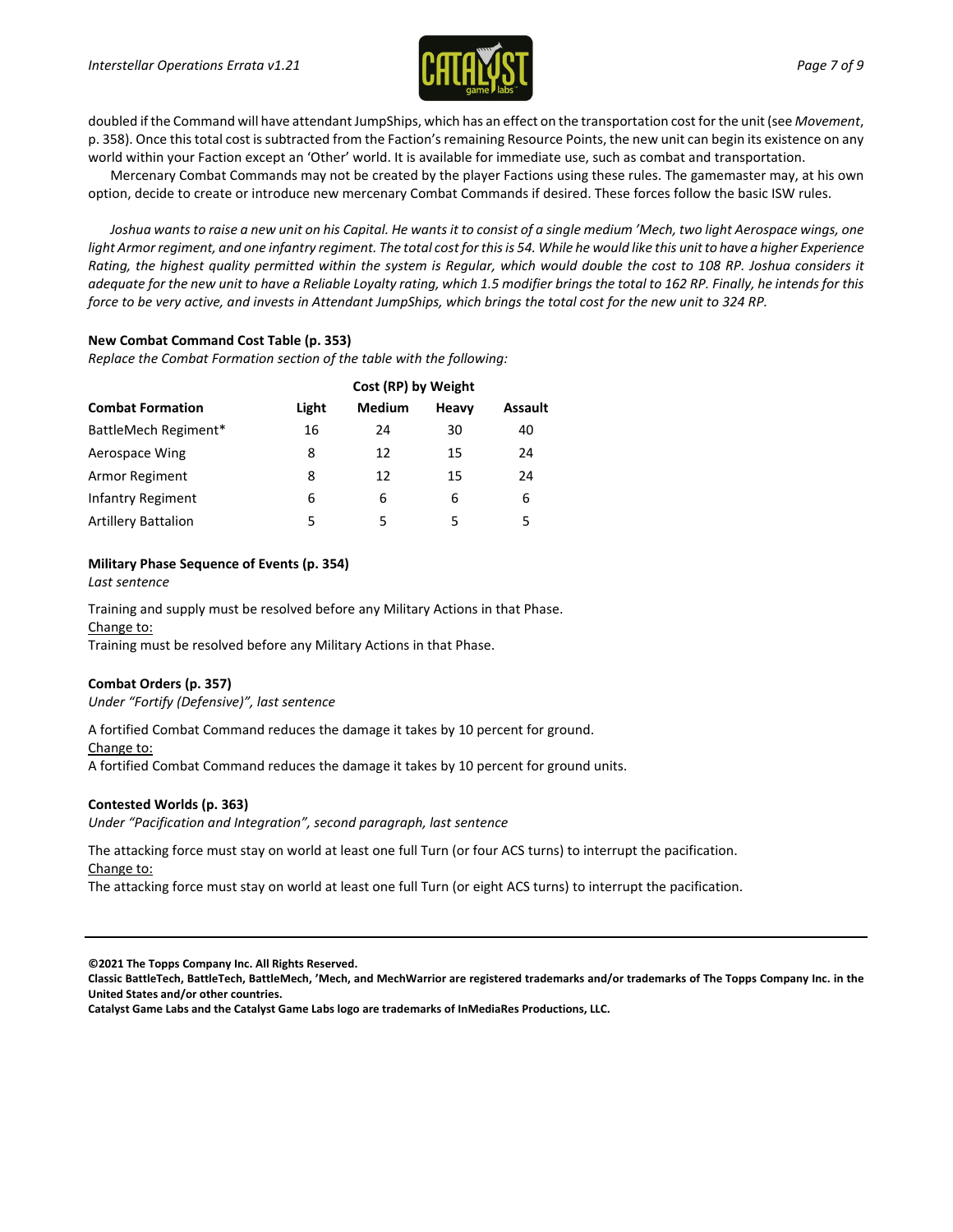doubled if the Command will have attendant JumpShips, which has an effect on the transportation cost for the unit (see *Movement*, p. 358). Once this total cost is subtracted from the Faction's remaining Resource Points, the new unit can begin its existence on any world within your Faction except an 'Other' world. It is available for immediate use, such as combat and transportation.

Mercenary Combat Commands may not be created by the player Factions using these rules. The gamemaster may, at his own option, decide to create or introduce new mercenary Combat Commands if desired. These forces follow the basic ISW rules.

*Joshua wants to raise a new unit on his Capital. He wants it to consist of a single medium 'Mech, two light Aerospace wings, one light Armor regiment, and one infantry regiment. The total cost for this is 54. While he would like this unit to have a higher Experience Rating, the highest quality permitted within the system is Regular, which would double the cost to 108 RP. Joshua considers it adequate for the new unit to have a Reliable Loyalty rating, which 1.5 modifier brings the total to 162 RP. Finally, he intends for this force to be very active, and invests in Attendant JumpShips, which brings the total cost for the new unit to 324 RP.*

**New Combat Command Cost Table (p. 353)**

*Replace the Combat Formation section of the table with the following:*

| | Cost (RP) by Weight | | | |
|---|---|---|---|---|
| **Combat Formation** | **Light** | **Medium** | **Heavy** | **Assault** |
| BattleMech Regiment* | 16 | 24 | 30 | 40 |
| Aerospace Wing | 8 | 12 | 15 | 24 |
| Armor Regiment | 8 | 12 | 15 | 24 |
| Infantry Regiment | 6 | 6 | 6 | 6 |
| Artillery Battalion | 5 | 5 | 5 | 5 |

**Military Phase Sequence of Events (p. 354)**

*Last sentence*

Training and supply must be resolved before any Military Actions in that Phase.

<u>Change to:</u>

Training must be resolved before any Military Actions in that Phase.

**Combat Orders (p. 357)**

*Under "Fortify (Defensive)", last sentence*

A fortified Combat Command reduces the damage it takes by 10 percent for ground.

<u>Change to:</u>

A fortified Combat Command reduces the damage it takes by 10 percent for ground units.

**Contested Worlds (p. 363)**

*Under "Pacification and Integration", second paragraph, last sentence*

The attacking force must stay on world at least one full Turn (or four ACS turns) to interrupt the pacification.

<u>Change to:</u>

The attacking force must stay on world at least one full Turn (or eight ACS turns) to interrupt the pacification.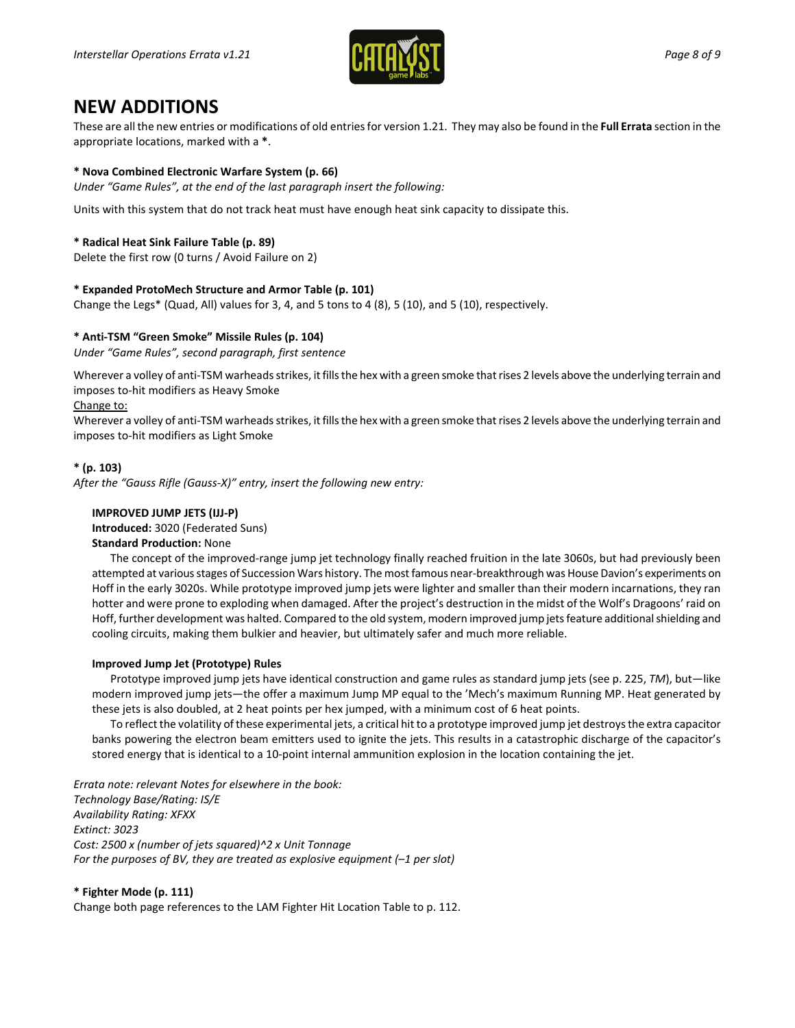## NEW ADDITIONS

These are all the new entries or modifications of old entries for version 1.21. They may also be found in the **Full Errata** section in the appropriate locations, marked with a **\***.

**\* Nova Combined Electronic Warfare System (p. 66)**

*Under "Game Rules", at the end of the last paragraph insert the following:*

Units with this system that do not track heat must have enough heat sink capacity to dissipate this.

**\* Radical Heat Sink Failure Table (p. 89)**

Delete the first row (0 turns / Avoid Failure on 2)

**\* Expanded ProtoMech Structure and Armor Table (p. 101)**

Change the Legs* (Quad, All) values for 3, 4, and 5 tons to 4 (8), 5 (10), and 5 (10), respectively.

**\* Anti-TSM "Green Smoke" Missile Rules (p. 104)**

*Under "Game Rules", second paragraph, first sentence*

Wherever a volley of anti-TSM warheads strikes, it fills the hex with a green smoke that rises 2 levels above the underlying terrain and imposes to-hit modifiers as Heavy Smoke

<u>Change to:</u>

Wherever a volley of anti-TSM warheads strikes, it fills the hex with a green smoke that rises 2 levels above the underlying terrain and imposes to-hit modifiers as Light Smoke

**\* (p. 103)**

*After the "Gauss Rifle (Gauss-X)" entry, insert the following new entry:*

**IMPROVED JUMP JETS (IJJ-P)**

**Introduced:** 3020 (Federated Suns)

**Standard Production:** None

The concept of the improved-range jump jet technology finally reached fruition in the late 3060s, but had previously been attempted at various stages of Succession Wars history. The most famous near-breakthrough was House Davion's experiments on Hoff in the early 3020s. While prototype improved jump jets were lighter and smaller than their modern incarnations, they ran hotter and were prone to exploding when damaged. After the project's destruction in the midst of the Wolf's Dragoons' raid on Hoff, further development was halted. Compared to the old system, modern improved jump jets feature additional shielding and cooling circuits, making them bulkier and heavier, but ultimately safer and much more reliable.

**Improved Jump Jet (Prototype) Rules**

Prototype improved jump jets have identical construction and game rules as standard jump jets (see p. 225, *TM*), but—like modern improved jump jets—the offer a maximum Jump MP equal to the 'Mech's maximum Running MP. Heat generated by these jets is also doubled, at 2 heat points per hex jumped, with a minimum cost of 6 heat points.

To reflect the volatility of these experimental jets, a critical hit to a prototype improved jump jet destroys the extra capacitor banks powering the electron beam emitters used to ignite the jets. This results in a catastrophic discharge of the capacitor's stored energy that is identical to a 10-point internal ammunition explosion in the location containing the jet.

*Errata note: relevant Notes for elsewhere in the book:*
*Technology Base/Rating: IS/E*
*Availability Rating: XFXX*
*Extinct: 3023*
*Cost: 2500 x (number of jets squared)^2 x Unit Tonnage*
*For the purposes of BV, they are treated as explosive equipment (–1 per slot)*

**\* Fighter Mode (p. 111)**

Change both page references to the LAM Fighter Hit Location Table to p. 112.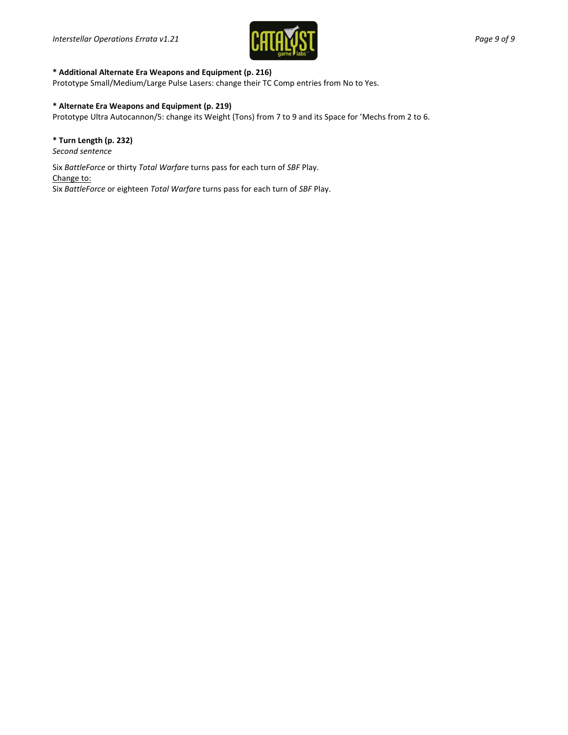**\* Additional Alternate Era Weapons and Equipment (p. 216)**

Prototype Small/Medium/Large Pulse Lasers: change their TC Comp entries from No to Yes.

**\* Alternate Era Weapons and Equipment (p. 219)**

Prototype Ultra Autocannon/5: change its Weight (Tons) from 7 to 9 and its Space for ’Mechs from 2 to 6.

**\* Turn Length (p. 232)**

*Second sentence*

Six *BattleForce* or thirty *Total Warfare* turns pass for each turn of *SBF* Play.

<u>Change to:</u>

Six *BattleForce* or eighteen *Total Warfare* turns pass for each turn of *SBF* Play.